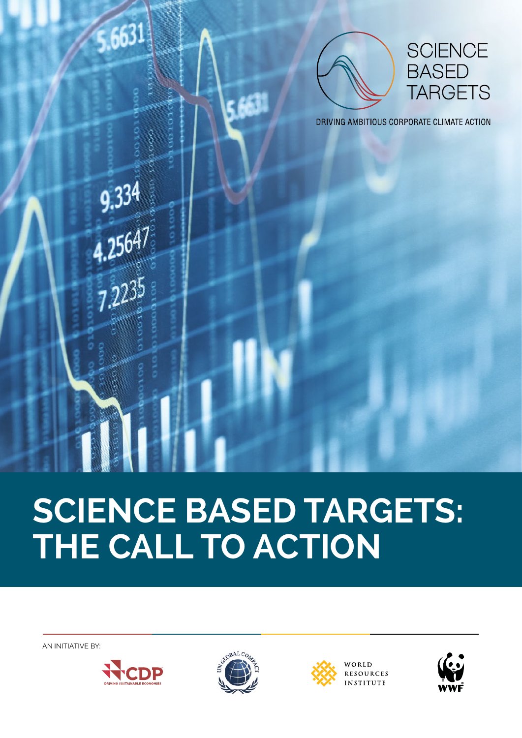SCIENCE BASED TARGETS

DRIVING AMBITIOUS CORPORATE CLIMATE ACTION

# SCIENCE BASED TARGETS: THE CALL TO ACTION

AN INITIATIVE BY:

CDP DRIVING SUSTAINABLE ECONOMIES

UN GLOBAL COMPACT

WORLD RESOURCES INSTITUTE

WWF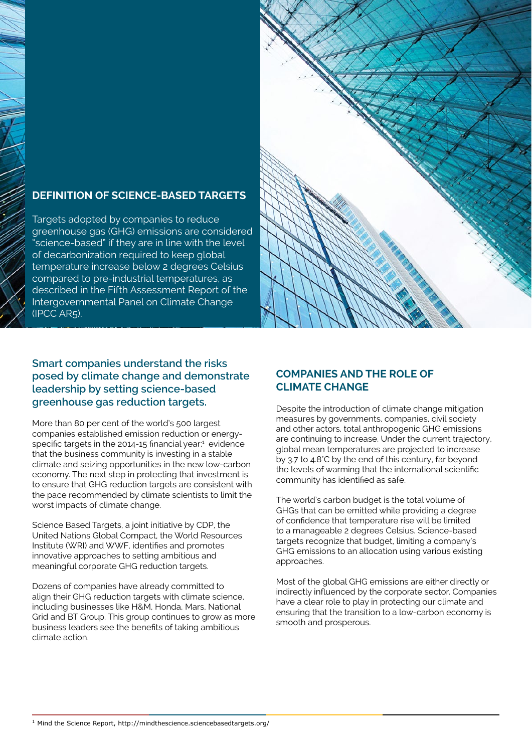## DEFINITION OF SCIENCE-BASED TARGETS

Targets adopted by companies to reduce greenhouse gas (GHG) emissions are considered "science-based" if they are in line with the level of decarbonization required to keep global temperature increase below 2 degrees Celsius compared to pre-industrial temperatures, as described in the Fifth Assessment Report of the Intergovernmental Panel on Climate Change (IPCC AR5).

### Smart companies understand the risks posed by climate change and demonstrate leadership by setting science-based greenhouse gas reduction targets.

More than 80 per cent of the world's 500 largest companies established emission reduction or energy-specific targets in the 2014-15 financial year;[1] evidence that the business community is investing in a stable climate and seizing opportunities in the new low-carbon economy. The next step in protecting that investment is to ensure that GHG reduction targets are consistent with the pace recommended by climate scientists to limit the worst impacts of climate change.

Science Based Targets, a joint initiative by CDP, the United Nations Global Compact, the World Resources Institute (WRI) and WWF, identifies and promotes innovative approaches to setting ambitious and meaningful corporate GHG reduction targets.

Dozens of companies have already committed to align their GHG reduction targets with climate science, including businesses like H&M, Honda, Mars, National Grid and BT Group. This group continues to grow as more business leaders see the benefits of taking ambitious climate action.

## COMPANIES AND THE ROLE OF CLIMATE CHANGE

Despite the introduction of climate change mitigation measures by governments, companies, civil society and other actors, total anthropogenic GHG emissions are continuing to increase. Under the current trajectory, global mean temperatures are projected to increase by 3.7 to 4.8˚C by the end of this century, far beyond the levels of warming that the international scientific community has identified as safe.

The world's carbon budget is the total volume of GHGs that can be emitted while providing a degree of confidence that temperature rise will be limited to a manageable 2 degrees Celsius. Science-based targets recognize that budget, limiting a company's GHG emissions to an allocation using various existing approaches.

Most of the global GHG emissions are either directly or indirectly influenced by the corporate sector. Companies have a clear role to play in protecting our climate and ensuring that the transition to a low-carbon economy is smooth and prosperous.

[1] Mind the Science Report, http://mindthescience.sciencebasedtargets.org/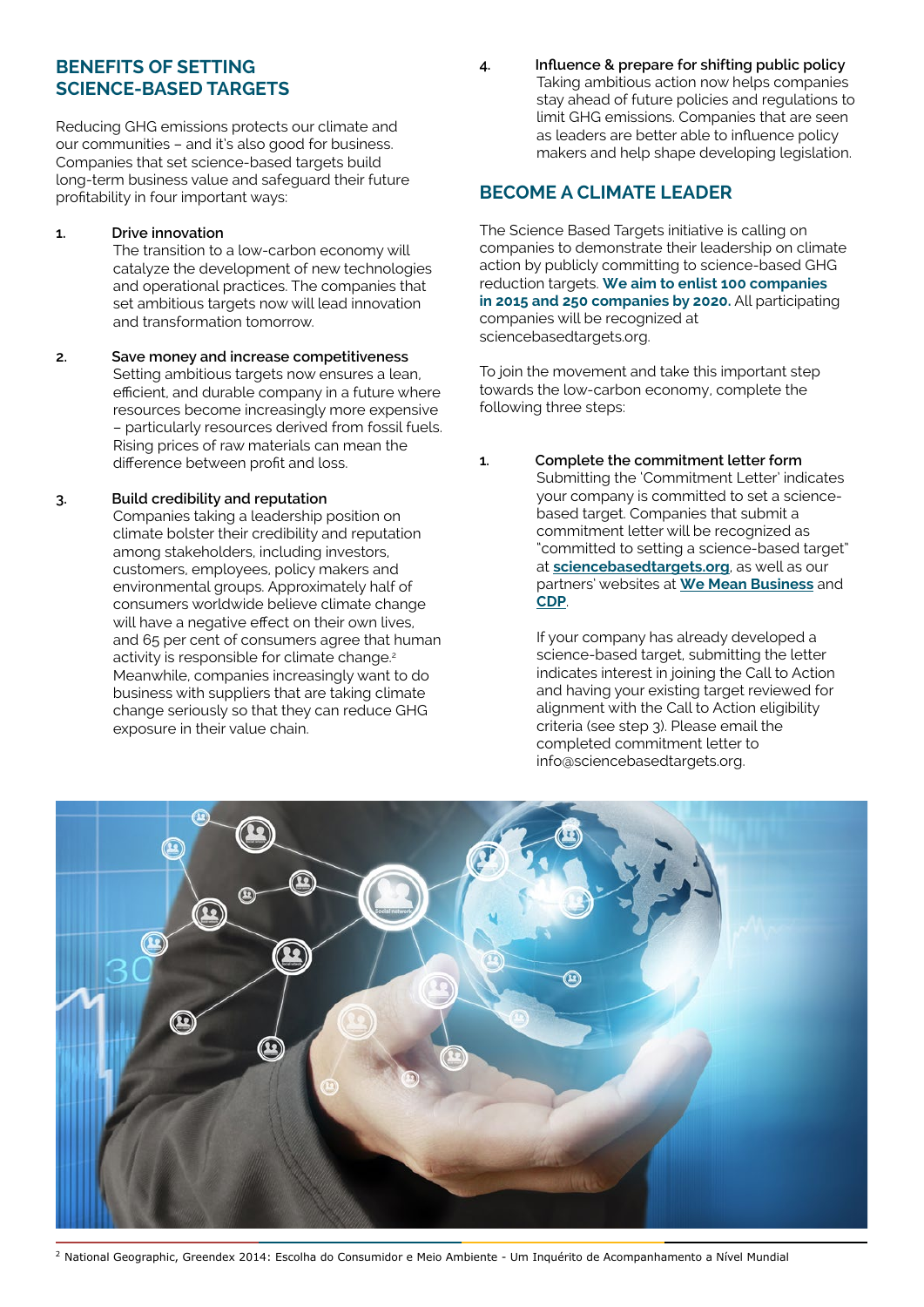## BENEFITS OF SETTING SCIENCE-BASED TARGETS

Reducing GHG emissions protects our climate and our communities – and it's also good for business. Companies that set science-based targets build long-term business value and safeguard their future profitability in four important ways:

1. **Drive innovation**
   The transition to a low-carbon economy will catalyze the development of new technologies and operational practices. The companies that set ambitious targets now will lead innovation and transformation tomorrow.

2. **Save money and increase competitiveness**
   Setting ambitious targets now ensures a lean, efficient, and durable company in a future where resources become increasingly more expensive – particularly resources derived from fossil fuels. Rising prices of raw materials can mean the difference between profit and loss.

3. **Build credibility and reputation**
   Companies taking a leadership position on climate bolster their credibility and reputation among stakeholders, including investors, customers, employees, policy makers and environmental groups. Approximately half of consumers worldwide believe climate change will have a negative effect on their own lives, and 65 per cent of consumers agree that human activity is responsible for climate change.[2] Meanwhile, companies increasingly want to do business with suppliers that are taking climate change seriously so that they can reduce GHG exposure in their value chain.

4. **Influence & prepare for shifting public policy**
   Taking ambitious action now helps companies stay ahead of future policies and regulations to limit GHG emissions. Companies that are seen as leaders are better able to influence policy makers and help shape developing legislation.

## BECOME A CLIMATE LEADER

The Science Based Targets initiative is calling on companies to demonstrate their leadership on climate action by publicly committing to science-based GHG reduction targets. **We aim to enlist 100 companies in 2015 and 250 companies by 2020.** All participating companies will be recognized at sciencebasedtargets.org.

To join the movement and take this important step towards the low-carbon economy, complete the following three steps:

1. **Complete the commitment letter form**
   Submitting the 'Commitment Letter' indicates your company is committed to set a science-based target. Companies that submit a commitment letter will be recognized as "committed to setting a science-based target" at **sciencebasedtargets.org**, as well as our partners' websites at **We Mean Business** and **CDP**.

   If your company has already developed a science-based target, submitting the letter indicates interest in joining the Call to Action and having your existing target reviewed for alignment with the Call to Action eligibility criteria (see step 3). Please email the completed commitment letter to info@sciencebasedtargets.org.

[2] National Geographic, Greendex 2014: Escolha do Consumidor e Meio Ambiente - Um Inquérito de Acompanhamento a Nível Mundial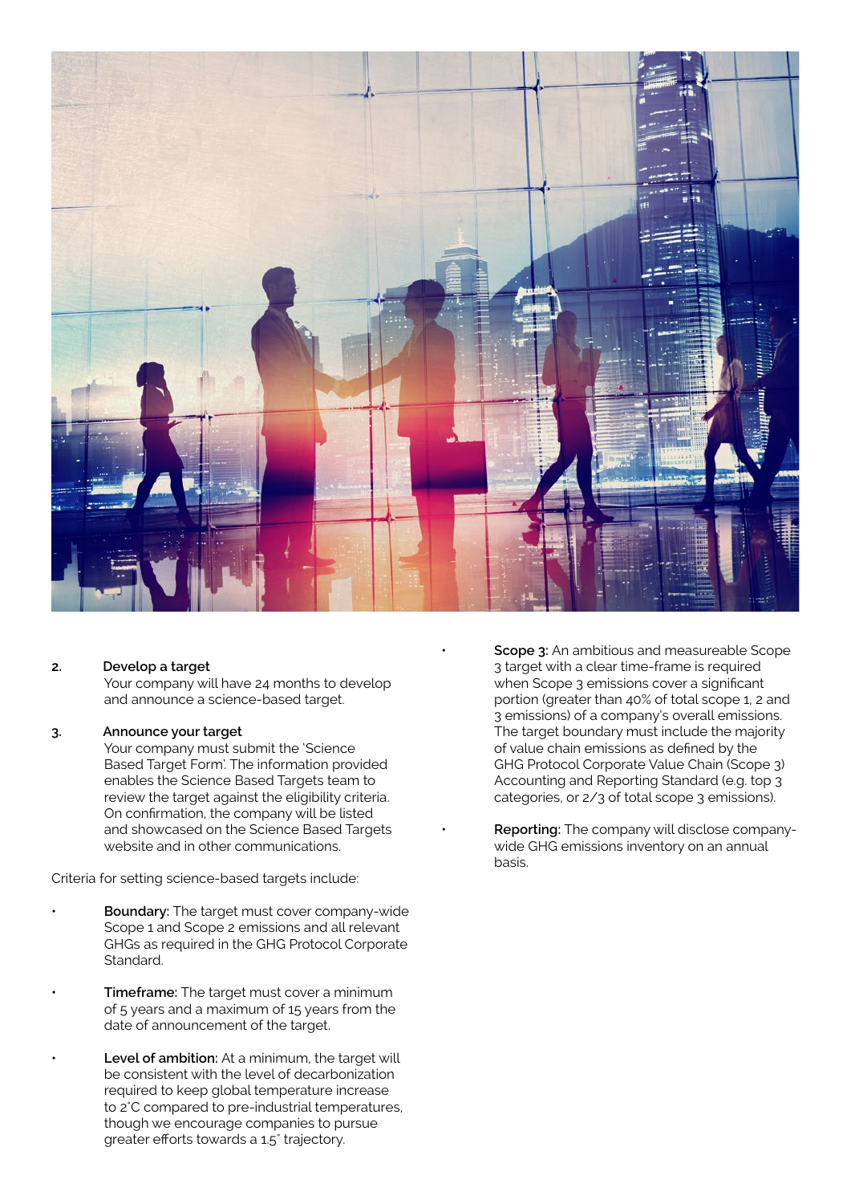2. **Develop a target**
   Your company will have 24 months to develop and announce a science-based target.

3. **Announce your target**
   Your company must submit the 'Science Based Target Form'. The information provided enables the Science Based Targets team to review the target against the eligibility criteria. On confirmation, the company will be listed and showcased on the Science Based Targets website and in other communications.

Criteria for setting science-based targets include:

- **Boundary:** The target must cover company-wide Scope 1 and Scope 2 emissions and all relevant GHGs as required in the GHG Protocol Corporate Standard.

- **Timeframe:** The target must cover a minimum of 5 years and a maximum of 15 years from the date of announcement of the target.

- **Level of ambition:** At a minimum, the target will be consistent with the level of decarbonization required to keep global temperature increase to 2˚C compared to pre-industrial temperatures, though we encourage companies to pursue greater efforts towards a 1.5˚ trajectory.

- **Scope 3:** An ambitious and measureable Scope 3 target with a clear time-frame is required when Scope 3 emissions cover a significant portion (greater than 40% of total scope 1, 2 and 3 emissions) of a company's overall emissions. The target boundary must include the majority of value chain emissions as defined by the GHG Protocol Corporate Value Chain (Scope 3) Accounting and Reporting Standard (e.g. top 3 categories, or 2/3 of total scope 3 emissions).

- **Reporting:** The company will disclose company-wide GHG emissions inventory on an annual basis.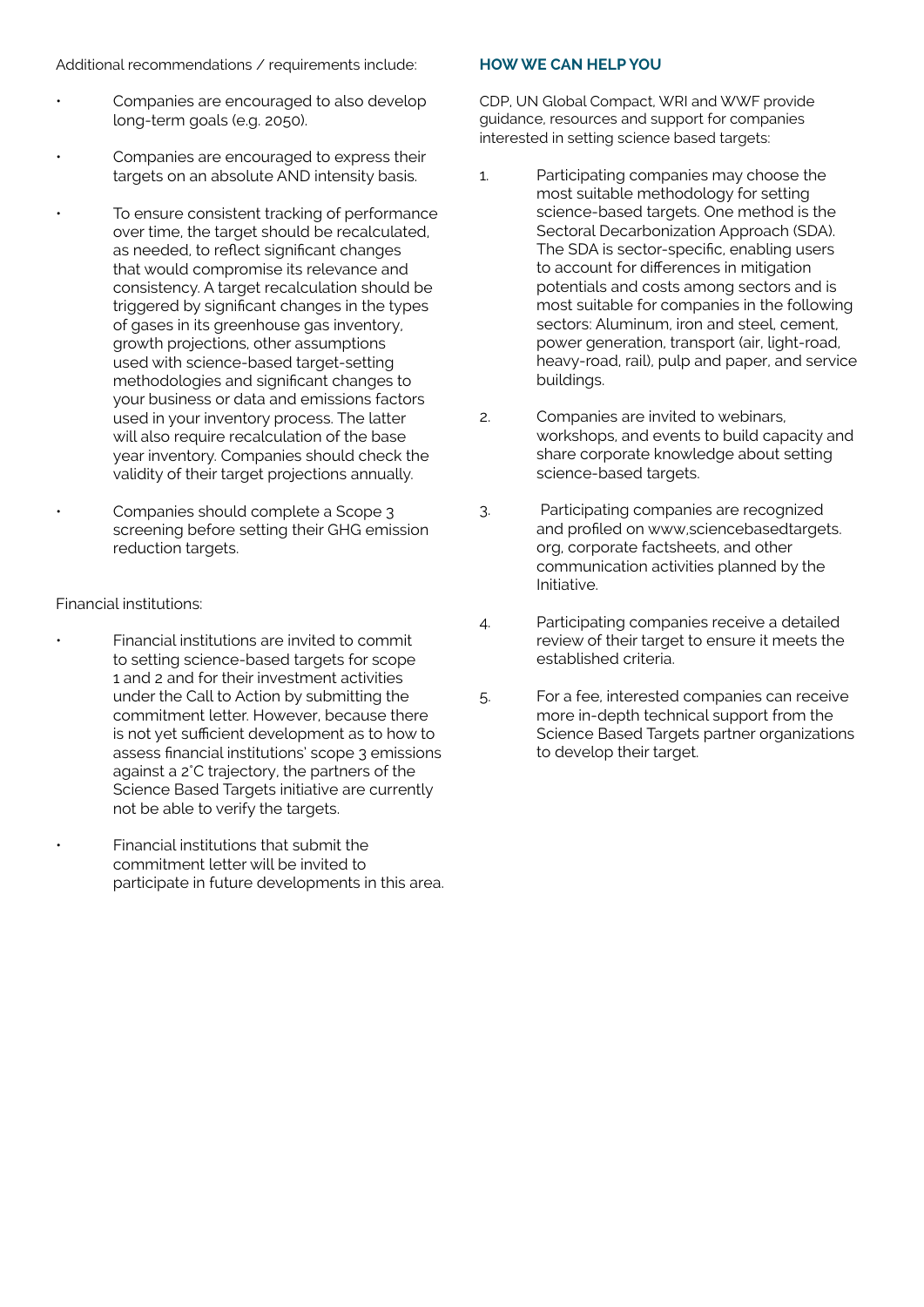Additional recommendations / requirements include:

- Companies are encouraged to also develop long-term goals (e.g. 2050).
- Companies are encouraged to express their targets on an absolute AND intensity basis.
- To ensure consistent tracking of performance over time, the target should be recalculated, as needed, to reflect significant changes that would compromise its relevance and consistency. A target recalculation should be triggered by significant changes in the types of gases in its greenhouse gas inventory, growth projections, other assumptions used with science-based target-setting methodologies and significant changes to your business or data and emissions factors used in your inventory process. The latter will also require recalculation of the base year inventory. Companies should check the validity of their target projections annually.
- Companies should complete a Scope 3 screening before setting their GHG emission reduction targets.

Financial institutions:

- Financial institutions are invited to commit to setting science-based targets for scope 1 and 2 and for their investment activities under the Call to Action by submitting the commitment letter. However, because there is not yet sufficient development as to how to assess financial institutions' scope 3 emissions against a 2°C trajectory, the partners of the Science Based Targets initiative are currently not be able to verify the targets.
- Financial institutions that submit the commitment letter will be invited to participate in future developments in this area.

## HOW WE CAN HELP YOU

CDP, UN Global Compact, WRI and WWF provide guidance, resources and support for companies interested in setting science based targets:

1. Participating companies may choose the most suitable methodology for setting science-based targets. One method is the Sectoral Decarbonization Approach (SDA). The SDA is sector-specific, enabling users to account for differences in mitigation potentials and costs among sectors and is most suitable for companies in the following sectors: Aluminum, iron and steel, cement, power generation, transport (air, light-road, heavy-road, rail), pulp and paper, and service buildings.
2. Companies are invited to webinars, workshops, and events to build capacity and share corporate knowledge about setting science-based targets.
3. Participating companies are recognized and profiled on www,sciencebasedtargets.org, corporate factsheets, and other communication activities planned by the Initiative.
4. Participating companies receive a detailed review of their target to ensure it meets the established criteria.
5. For a fee, interested companies can receive more in-depth technical support from the Science Based Targets partner organizations to develop their target.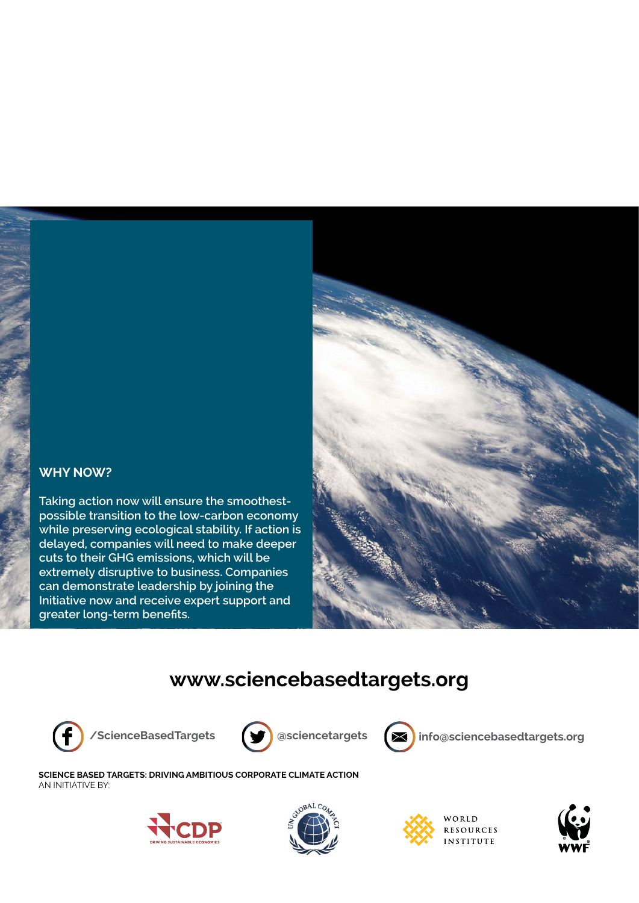## WHY NOW?

Taking action now will ensure the smoothest-possible transition to the low-carbon economy while preserving ecological stability. If action is delayed, companies will need to make deeper cuts to their GHG emissions, which will be extremely disruptive to business. Companies can demonstrate leadership by joining the Initiative now and receive expert support and greater long-term benefits.

## www.sciencebasedtargets.org

/ScienceBasedTargets

@sciencetargets

info@sciencebasedtargets.org

**SCIENCE BASED TARGETS: DRIVING AMBITIOUS CORPORATE CLIMATE ACTION**
AN INITIATIVE BY:

CDP DRIVING SUSTAINABLE ECONOMIES

UN GLOBAL COMPACT

WORLD RESOURCES INSTITUTE

WWF